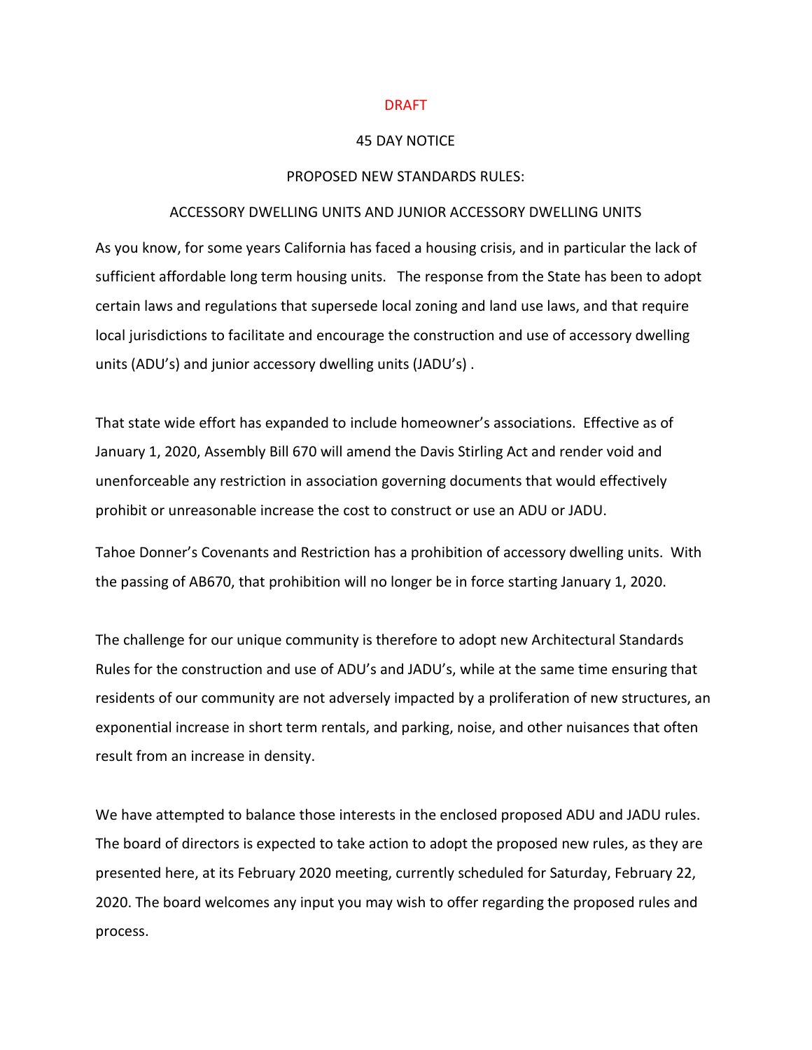DRAFT

45 DAY NOTICE

PROPOSED NEW STANDARDS RULES:

ACCESSORY DWELLING UNITS AND JUNIOR ACCESSORY DWELLING UNITS

As you know, for some years California has faced a housing crisis, and in particular the lack of sufficient affordable long term housing units. The response from the State has been to adopt certain laws and regulations that supersede local zoning and land use laws, and that require local jurisdictions to facilitate and encourage the construction and use of accessory dwelling units (ADU's) and junior accessory dwelling units (JADU's) .

That state wide effort has expanded to include homeowner's associations. Effective as of January 1, 2020, Assembly Bill 670 will amend the Davis Stirling Act and render void and unenforceable any restriction in association governing documents that would effectively prohibit or unreasonable increase the cost to construct or use an ADU or JADU.

Tahoe Donner's Covenants and Restriction has a prohibition of accessory dwelling units. With the passing of AB670, that prohibition will no longer be in force starting January 1, 2020.

The challenge for our unique community is therefore to adopt new Architectural Standards Rules for the construction and use of ADU's and JADU's, while at the same time ensuring that residents of our community are not adversely impacted by a proliferation of new structures, an exponential increase in short term rentals, and parking, noise, and other nuisances that often result from an increase in density.

We have attempted to balance those interests in the enclosed proposed ADU and JADU rules. The board of directors is expected to take action to adopt the proposed new rules, as they are presented here, at its February 2020 meeting, currently scheduled for Saturday, February 22, 2020. The board welcomes any input you may wish to offer regarding the proposed rules and process.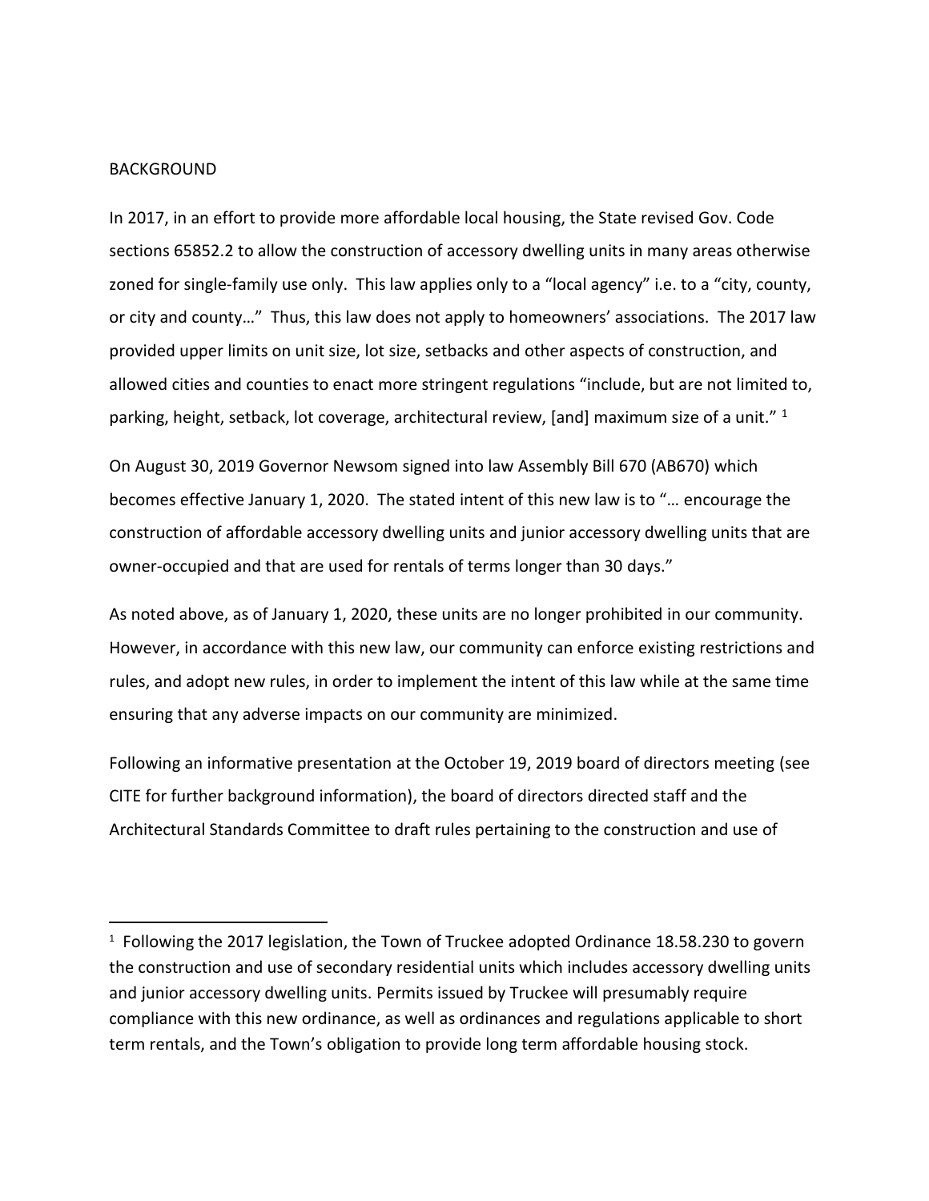BACKGROUND

In 2017, in an effort to provide more affordable local housing, the State revised Gov. Code sections 65852.2 to allow the construction of accessory dwelling units in many areas otherwise zoned for single-family use only. This law applies only to a "local agency" i.e. to a "city, county, or city and county…" Thus, this law does not apply to homeowners' associations. The 2017 law provided upper limits on unit size, lot size, setbacks and other aspects of construction, and allowed cities and counties to enact more stringent regulations "include, but are not limited to, parking, height, setback, lot coverage, architectural review, [and] maximum size of a unit." [1]

On August 30, 2019 Governor Newsom signed into law Assembly Bill 670 (AB670) which becomes effective January 1, 2020. The stated intent of this new law is to "… encourage the construction of affordable accessory dwelling units and junior accessory dwelling units that are owner-occupied and that are used for rentals of terms longer than 30 days."

As noted above, as of January 1, 2020, these units are no longer prohibited in our community. However, in accordance with this new law, our community can enforce existing restrictions and rules, and adopt new rules, in order to implement the intent of this law while at the same time ensuring that any adverse impacts on our community are minimized.

Following an informative presentation at the October 19, 2019 board of directors meeting (see CITE for further background information), the board of directors directed staff and the Architectural Standards Committee to draft rules pertaining to the construction and use of

---

[1] Following the 2017 legislation, the Town of Truckee adopted Ordinance 18.58.230 to govern the construction and use of secondary residential units which includes accessory dwelling units and junior accessory dwelling units. Permits issued by Truckee will presumably require compliance with this new ordinance, as well as ordinances and regulations applicable to short term rentals, and the Town's obligation to provide long term affordable housing stock.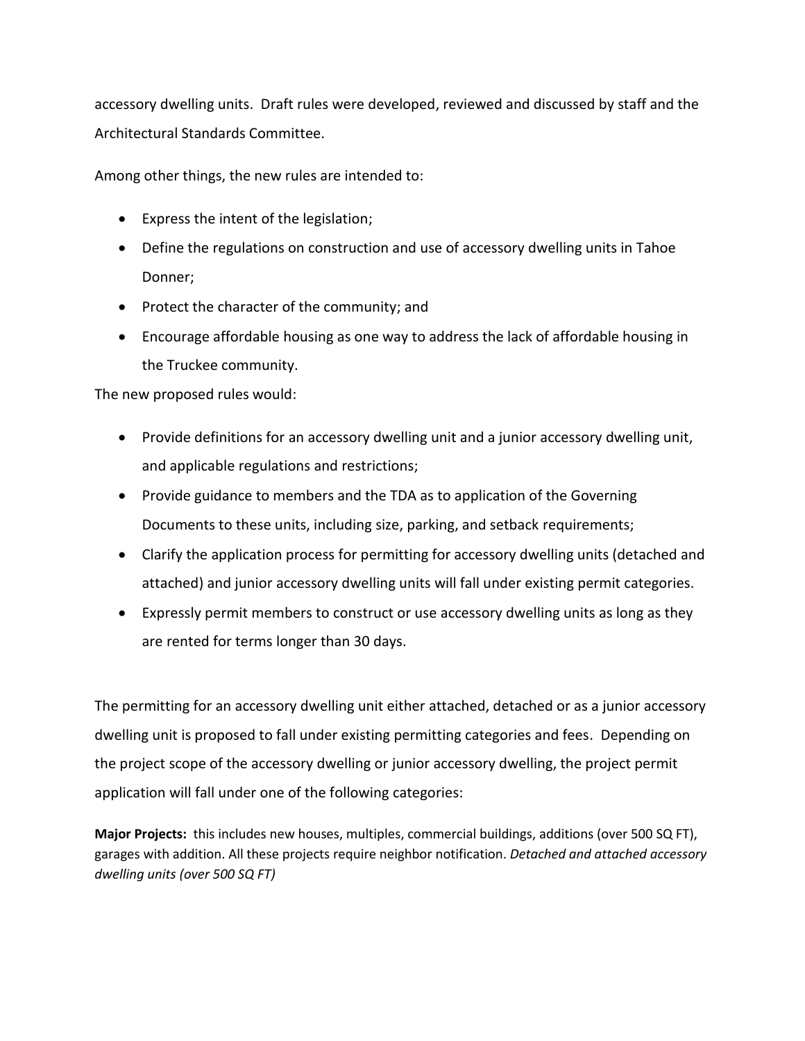accessory dwelling units. Draft rules were developed, reviewed and discussed by staff and the Architectural Standards Committee.

Among other things, the new rules are intended to:

- Express the intent of the legislation;
- Define the regulations on construction and use of accessory dwelling units in Tahoe Donner;
- Protect the character of the community; and
- Encourage affordable housing as one way to address the lack of affordable housing in the Truckee community.

The new proposed rules would:

- Provide definitions for an accessory dwelling unit and a junior accessory dwelling unit, and applicable regulations and restrictions;
- Provide guidance to members and the TDA as to application of the Governing Documents to these units, including size, parking, and setback requirements;
- Clarify the application process for permitting for accessory dwelling units (detached and attached) and junior accessory dwelling units will fall under existing permit categories.
- Expressly permit members to construct or use accessory dwelling units as long as they are rented for terms longer than 30 days.

The permitting for an accessory dwelling unit either attached, detached or as a junior accessory dwelling unit is proposed to fall under existing permitting categories and fees. Depending on the project scope of the accessory dwelling or junior accessory dwelling, the project permit application will fall under one of the following categories:

**Major Projects:** this includes new houses, multiples, commercial buildings, additions (over 500 SQ FT), garages with addition. All these projects require neighbor notification. *Detached and attached accessory dwelling units (over 500 SQ FT)*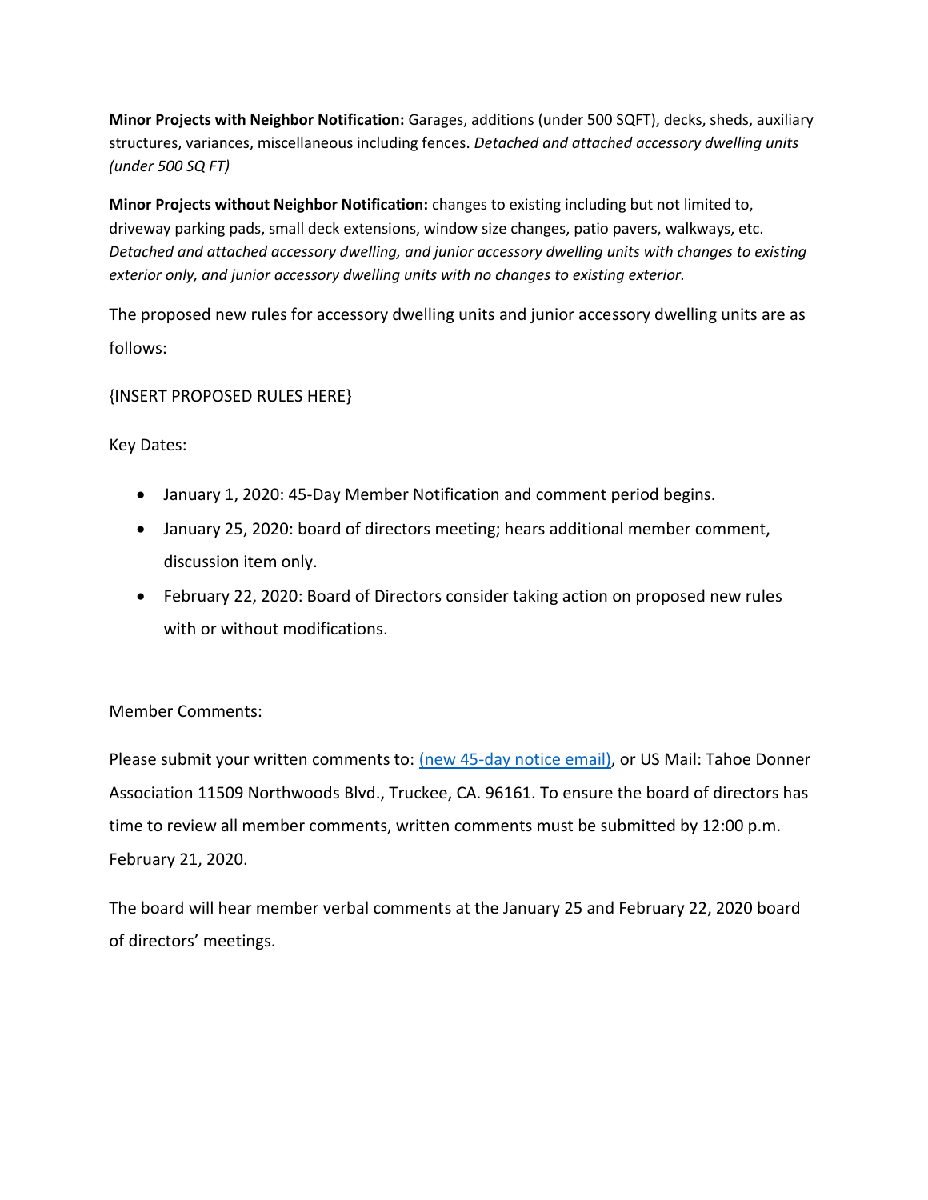**Minor Projects with Neighbor Notification:** Garages, additions (under 500 SQFT), decks, sheds, auxiliary structures, variances, miscellaneous including fences. *Detached and attached accessory dwelling units (under 500 SQ FT)*

**Minor Projects without Neighbor Notification:** changes to existing including but not limited to, driveway parking pads, small deck extensions, window size changes, patio pavers, walkways, etc. *Detached and attached accessory dwelling, and junior accessory dwelling units with changes to existing exterior only, and junior accessory dwelling units with no changes to existing exterior.*

The proposed new rules for accessory dwelling units and junior accessory dwelling units are as follows:

{INSERT PROPOSED RULES HERE}

Key Dates:

- January 1, 2020: 45-Day Member Notification and comment period begins.
- January 25, 2020: board of directors meeting; hears additional member comment, discussion item only.
- February 22, 2020: Board of Directors consider taking action on proposed new rules with or without modifications.

Member Comments:

Please submit your written comments to: (new 45-day notice email), or US Mail: Tahoe Donner Association 11509 Northwoods Blvd., Truckee, CA. 96161. To ensure the board of directors has time to review all member comments, written comments must be submitted by 12:00 p.m. February 21, 2020.

The board will hear member verbal comments at the January 25 and February 22, 2020 board of directors' meetings.